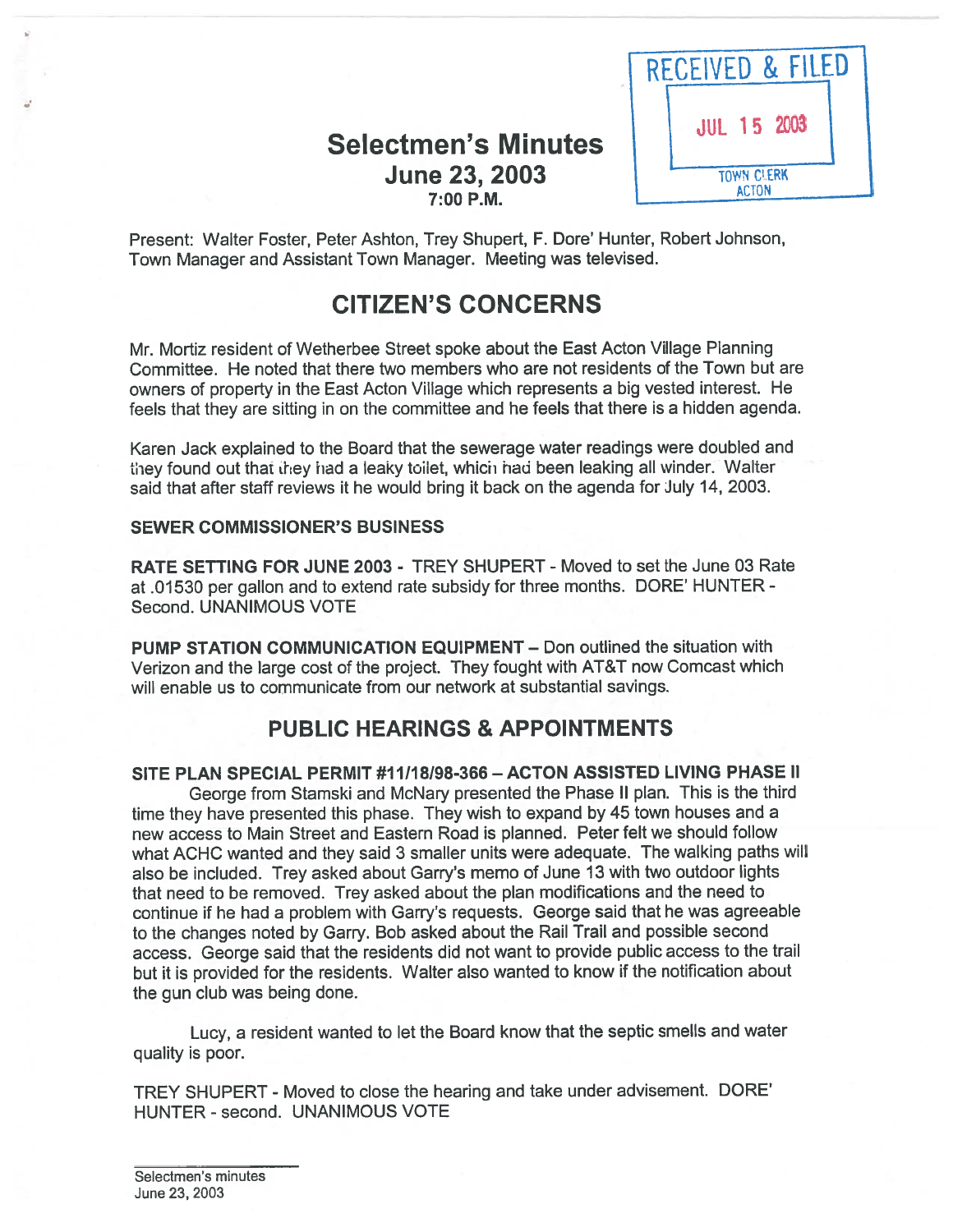RECEIVED & FILED

JUL 15 2003

TOWN CLERK
ACTON

# Selectmen's Minutes
## June 23, 2003
7:00 P.M.

Present: Walter Foster, Peter Ashton, Trey Shupert, F. Dore' Hunter, Robert Johnson, Town Manager and Assistant Town Manager. Meeting was televised.

## CITIZEN'S CONCERNS

Mr. Mortiz resident of Wetherbee Street spoke about the East Acton Village Planning Committee. He noted that there two members who are not residents of the Town but are owners of property in the East Acton Village which represents a big vested interest. He feels that they are sitting in on the committee and he feels that there is a hidden agenda.

Karen Jack explained to the Board that the sewerage water readings were doubled and they found out that they had a leaky toilet, which had been leaking all winder. Walter said that after staff reviews it he would bring it back on the agenda for July 14, 2003.

**SEWER COMMISSIONER'S BUSINESS**

**RATE SETTING FOR JUNE 2003 -** TREY SHUPERT - Moved to set the June 03 Rate at .01530 per gallon and to extend rate subsidy for three months. DORE' HUNTER - Second. UNANIMOUS VOTE

**PUMP STATION COMMUNICATION EQUIPMENT –** Don outlined the situation with Verizon and the large cost of the project. They fought with AT&T now Comcast which will enable us to communicate from our network at substantial savings.

## PUBLIC HEARINGS & APPOINTMENTS

**SITE PLAN SPECIAL PERMIT #11/18/98-366 – ACTON ASSISTED LIVING PHASE II**

George from Stamski and McNary presented the Phase II plan. This is the third time they have presented this phase. They wish to expand by 45 town houses and a new access to Main Street and Eastern Road is planned. Peter felt we should follow what ACHC wanted and they said 3 smaller units were adequate. The walking paths will also be included. Trey asked about Garry's memo of June 13 with two outdoor lights that need to be removed. Trey asked about the plan modifications and the need to continue if he had a problem with Garry's requests. George said that he was agreeable to the changes noted by Garry. Bob asked about the Rail Trail and possible second access. George said that the residents did not want to provide public access to the trail but it is provided for the residents. Walter also wanted to know if the notification about the gun club was being done.

Lucy, a resident wanted to let the Board know that the septic smells and water quality is poor.

TREY SHUPERT - Moved to close the hearing and take under advisement. DORE' HUNTER - second. UNANIMOUS VOTE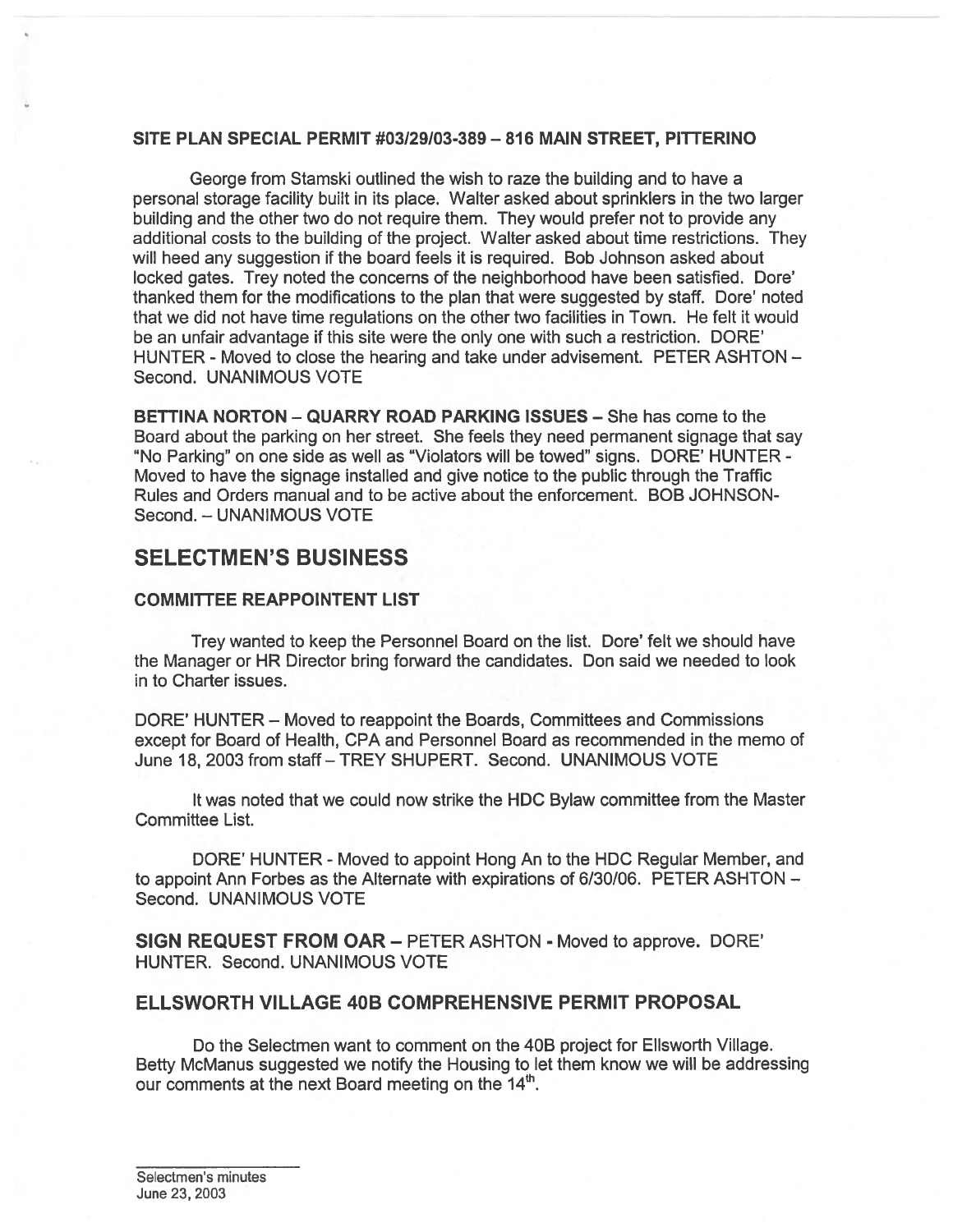**SITE PLAN SPECIAL PERMIT #03/29/03-389 – 816 MAIN STREET, PITTERINO**

George from Stamski outlined the wish to raze the building and to have a personal storage facility built in its place. Walter asked about sprinklers in the two larger building and the other two do not require them. They would prefer not to provide any additional costs to the building of the project. Walter asked about time restrictions. They will heed any suggestion if the board feels it is required. Bob Johnson asked about locked gates. Trey noted the concerns of the neighborhood have been satisfied. Dore' thanked them for the modifications to the plan that were suggested by staff. Dore' noted that we did not have time regulations on the other two facilities in Town. He felt it would be an unfair advantage if this site were the only one with such a restriction. DORE' HUNTER - Moved to close the hearing and take under advisement. PETER ASHTON – Second. UNANIMOUS VOTE

**BETTINA NORTON – QUARRY ROAD PARKING ISSUES –** She has come to the Board about the parking on her street. She feels they need permanent signage that say "No Parking" on one side as well as "Violators will be towed" signs. DORE' HUNTER - Moved to have the signage installed and give notice to the public through the Traffic Rules and Orders manual and to be active about the enforcement. BOB JOHNSON-Second. – UNANIMOUS VOTE

## SELECTMEN'S BUSINESS

**COMMITTEE REAPPOINTENT LIST**

Trey wanted to keep the Personnel Board on the list. Dore' felt we should have the Manager or HR Director bring forward the candidates. Don said we needed to look in to Charter issues.

DORE' HUNTER – Moved to reappoint the Boards, Committees and Commissions except for Board of Health, CPA and Personnel Board as recommended in the memo of June 18, 2003 from staff – TREY SHUPERT. Second. UNANIMOUS VOTE

It was noted that we could now strike the HDC Bylaw committee from the Master Committee List.

DORE' HUNTER - Moved to appoint Hong An to the HDC Regular Member, and to appoint Ann Forbes as the Alternate with expirations of 6/30/06. PETER ASHTON – Second. UNANIMOUS VOTE

**SIGN REQUEST FROM OAR –** PETER ASHTON - Moved to approve. DORE' HUNTER. Second. UNANIMOUS VOTE

### ELLSWORTH VILLAGE 40B COMPREHENSIVE PERMIT PROPOSAL

Do the Selectmen want to comment on the 40B project for Ellsworth Village. Betty McManus suggested we notify the Housing to let them know we will be addressing our comments at the next Board meeting on the 14th.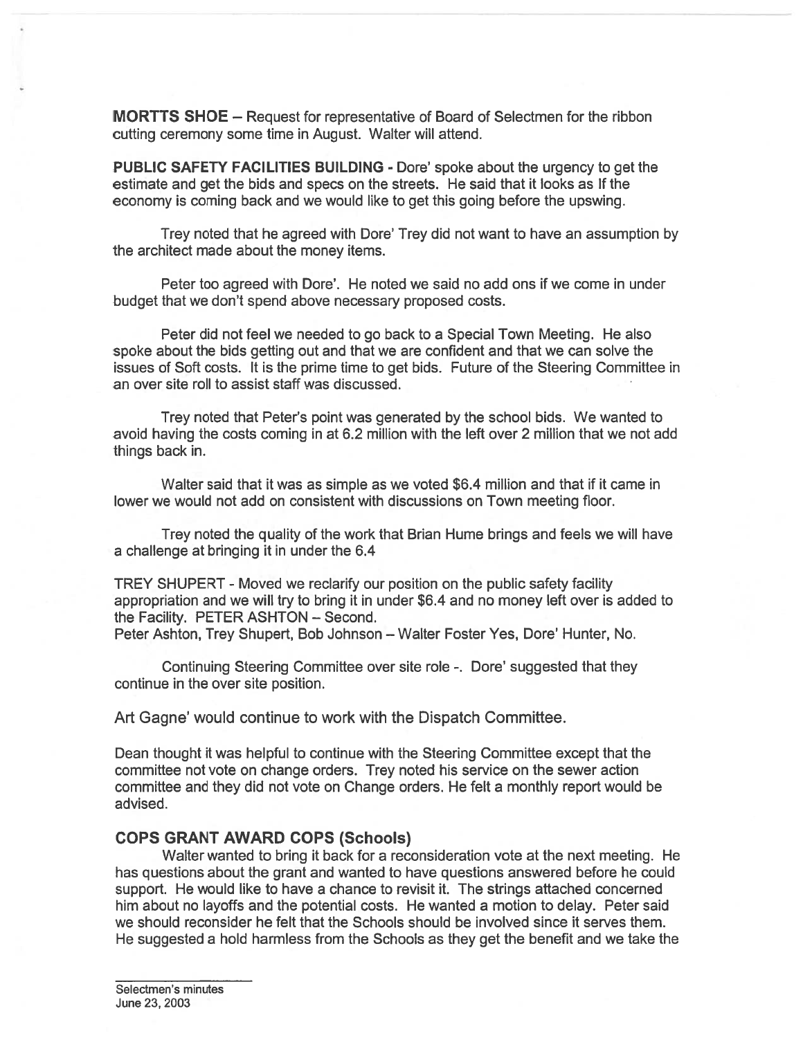**MORTTS SHOE** – Request for representative of Board of Selectmen for the ribbon cutting ceremony some time in August. Walter will attend.

**PUBLIC SAFETY FACILITIES BUILDING** - Dore' spoke about the urgency to get the estimate and get the bids and specs on the streets. He said that it looks as If the economy is coming back and we would like to get this going before the upswing.

Trey noted that he agreed with Dore' Trey did not want to have an assumption by the architect made about the money items.

Peter too agreed with Dore'. He noted we said no add ons if we come in under budget that we don't spend above necessary proposed costs.

Peter did not feel we needed to go back to a Special Town Meeting. He also spoke about the bids getting out and that we are confident and that we can solve the issues of Soft costs. It is the prime time to get bids. Future of the Steering Committee in an over site roll to assist staff was discussed.

Trey noted that Peter's point was generated by the school bids. We wanted to avoid having the costs coming in at 6.2 million with the left over 2 million that we not add things back in.

Walter said that it was as simple as we voted $6.4 million and that if it came in lower we would not add on consistent with discussions on Town meeting floor.

Trey noted the quality of the work that Brian Hume brings and feels we will have a challenge at bringing it in under the 6.4

TREY SHUPERT - Moved we reclarify our position on the public safety facility appropriation and we will try to bring it in under $6.4 and no money left over is added to the Facility. PETER ASHTON – Second.
Peter Ashton, Trey Shupert, Bob Johnson – Walter Foster Yes, Dore' Hunter, No.

Continuing Steering Committee over site role -. Dore' suggested that they continue in the over site position.

Art Gagne' would continue to work with the Dispatch Committee.

Dean thought it was helpful to continue with the Steering Committee except that the committee not vote on change orders. Trey noted his service on the sewer action committee and they did not vote on Change orders. He felt a monthly report would be advised.

### COPS GRANT AWARD COPS (Schools)

Walter wanted to bring it back for a reconsideration vote at the next meeting. He has questions about the grant and wanted to have questions answered before he could support. He would like to have a chance to revisit it. The strings attached concerned him about no layoffs and the potential costs. He wanted a motion to delay. Peter said we should reconsider he felt that the Schools should be involved since it serves them. He suggested a hold harmless from the Schools as they get the benefit and we take the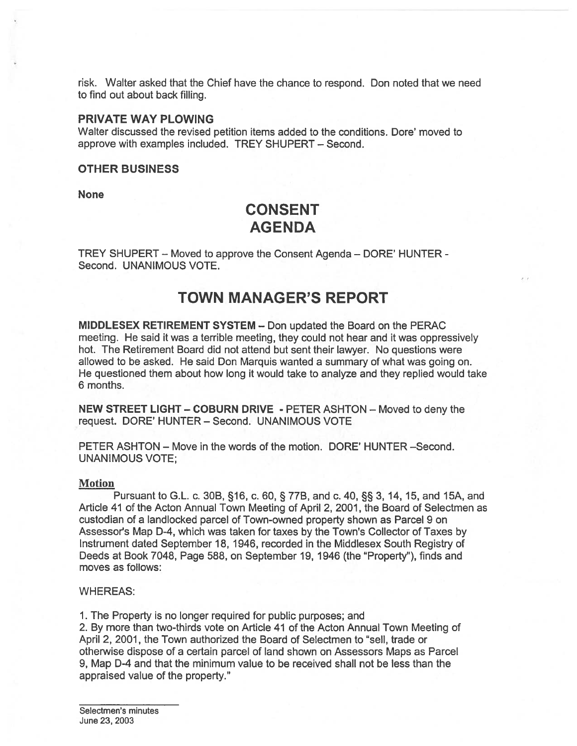risk. Walter asked that the Chief have the chance to respond. Don noted that we need to find out about back filling.

### PRIVATE WAY PLOWING

Walter discussed the revised petition items added to the conditions. Dore' moved to approve with examples included. TREY SHUPERT – Second.

### OTHER BUSINESS

**None**

# CONSENT AGENDA

TREY SHUPERT – Moved to approve the Consent Agenda – DORE' HUNTER - Second. UNANIMOUS VOTE.

# TOWN MANAGER'S REPORT

**MIDDLESEX RETIREMENT SYSTEM** – Don updated the Board on the PERAC meeting. He said it was a terrible meeting, they could not hear and it was oppressively hot. The Retirement Board did not attend but sent their lawyer. No questions were allowed to be asked. He said Don Marquis wanted a summary of what was going on. He questioned them about how long it would take to analyze and they replied would take 6 months.

**NEW STREET LIGHT – COBURN DRIVE** - PETER ASHTON – Moved to deny the request. DORE' HUNTER – Second. UNANIMOUS VOTE

PETER ASHTON – Move in the words of the motion. DORE' HUNTER –Second. UNANIMOUS VOTE;

**Motion**

Pursuant to G.L. c. 30B, §16, c. 60, § 77B, and c. 40, §§ 3, 14, 15, and 15A, and Article 41 of the Acton Annual Town Meeting of April 2, 2001, the Board of Selectmen as custodian of a landlocked parcel of Town-owned property shown as Parcel 9 on Assessor's Map D-4, which was taken for taxes by the Town's Collector of Taxes by Instrument dated September 18, 1946, recorded in the Middlesex South Registry of Deeds at Book 7048, Page 588, on September 19, 1946 (the "Property"), finds and moves as follows:

WHEREAS:

1. The Property is no longer required for public purposes; and
2. By more than two-thirds vote on Article 41 of the Acton Annual Town Meeting of April 2, 2001, the Town authorized the Board of Selectmen to "sell, trade or otherwise dispose of a certain parcel of land shown on Assessors Maps as Parcel 9, Map D-4 and that the minimum value to be received shall not be less than the appraised value of the property."

Selectmen's minutes
June 23, 2003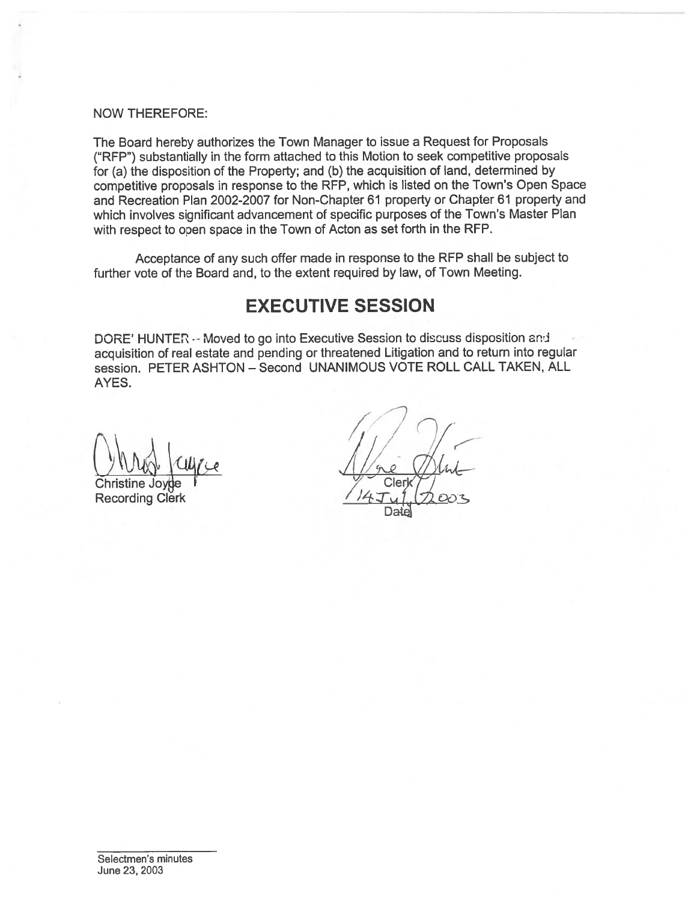NOW THEREFORE:

The Board hereby authorizes the Town Manager to issue a Request for Proposals ("RFP") substantially in the form attached to this Motion to seek competitive proposals for (a) the disposition of the Property; and (b) the acquisition of land, determined by competitive proposals in response to the RFP, which is listed on the Town's Open Space and Recreation Plan 2002-2007 for Non-Chapter 61 property or Chapter 61 property and which involves significant advancement of specific purposes of the Town's Master Plan with respect to open space in the Town of Acton as set forth in the RFP.

Acceptance of any such offer made in response to the RFP shall be subject to further vote of the Board and, to the extent required by law, of Town Meeting.

## EXECUTIVE SESSION

DORE' HUNTER -- Moved to go into Executive Session to discuss disposition and acquisition of real estate and pending or threatened Litigation and to return into regular session. PETER ASHTON – Second UNANIMOUS VOTE ROLL CALL TAKEN, ALL AYES.

Christine Joyce
Recording Clerk

Clerk

14 July 2003
Date

Selectmen's minutes
June 23, 2003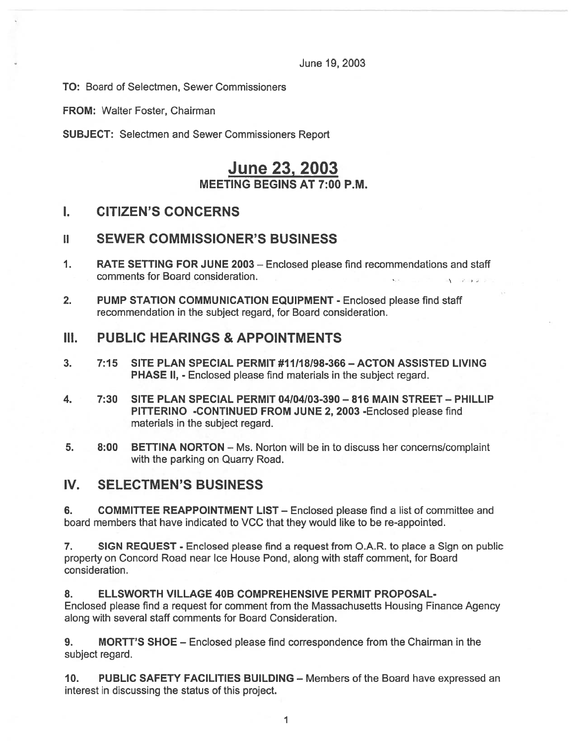June 19, 2003

**TO:** Board of Selectmen, Sewer Commissioners

**FROM:** Walter Foster, Chairman

**SUBJECT:** Selectmen and Sewer Commissioners Report

# June 23, 2003

**MEETING BEGINS AT 7:00 P.M.**

## I. CITIZEN'S CONCERNS

## II SEWER COMMISSIONER'S BUSINESS

1. **RATE SETTING FOR JUNE 2003** – Enclosed please find recommendations and staff comments for Board consideration.

2. **PUMP STATION COMMUNICATION EQUIPMENT** - Enclosed please find staff recommendation in the subject regard, for Board consideration.

## III. PUBLIC HEARINGS & APPOINTMENTS

3. **7:15 SITE PLAN SPECIAL PERMIT #11/18/98-366 – ACTON ASSISTED LIVING PHASE II,** - Enclosed please find materials in the subject regard.

4. **7:30 SITE PLAN SPECIAL PERMIT 04/04/03-390 – 816 MAIN STREET – PHILLIP PITTERINO -CONTINUED FROM JUNE 2, 2003** -Enclosed please find materials in the subject regard.

5. **8:00 BETTINA NORTON** – Ms. Norton will be in to discuss her concerns/complaint with the parking on Quarry Road.

## IV. SELECTMEN'S BUSINESS

6. **COMMITTEE REAPPOINTMENT LIST** – Enclosed please find a list of committee and board members that have indicated to VCC that they would like to be re-appointed.

7. **SIGN REQUEST** - Enclosed please find a request from O.A.R. to place a Sign on public property on Concord Road near Ice House Pond, along with staff comment, for Board consideration.

8. **ELLSWORTH VILLAGE 40B COMPREHENSIVE PERMIT PROPOSAL-** Enclosed please find a request for comment from the Massachusetts Housing Finance Agency along with several staff comments for Board Consideration.

9. **MORTT'S SHOE** – Enclosed please find correspondence from the Chairman in the subject regard.

10. **PUBLIC SAFETY FACILITIES BUILDING** – Members of the Board have expressed an interest in discussing the status of this project.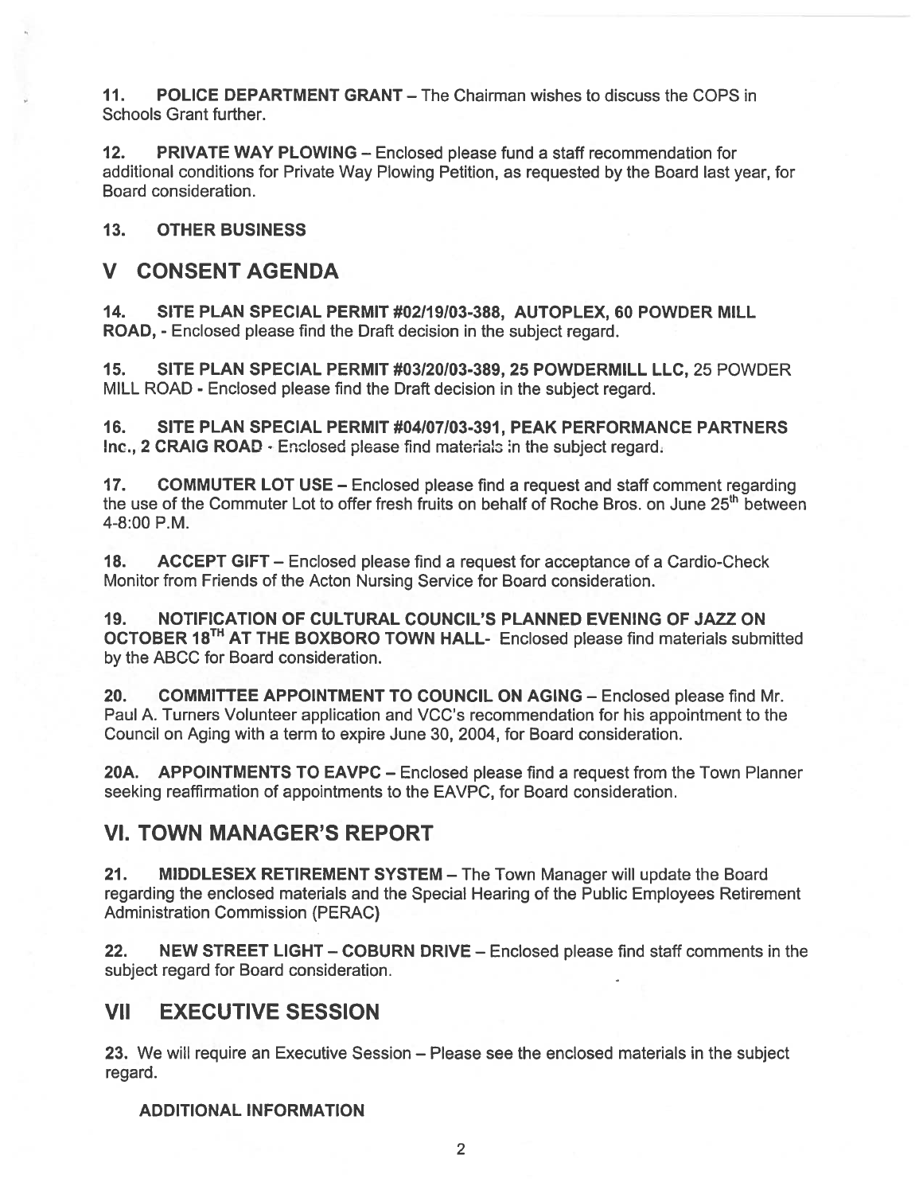**11. POLICE DEPARTMENT GRANT** – The Chairman wishes to discuss the COPS in Schools Grant further.

**12. PRIVATE WAY PLOWING** – Enclosed please fund a staff recommendation for additional conditions for Private Way Plowing Petition, as requested by the Board last year, for Board consideration.

**13. OTHER BUSINESS**

## V CONSENT AGENDA

**14. SITE PLAN SPECIAL PERMIT #02/19/03-388, AUTOPLEX, 60 POWDER MILL ROAD,** - Enclosed please find the Draft decision in the subject regard.

**15. SITE PLAN SPECIAL PERMIT #03/20/03-389, 25 POWDERMILL LLC,** 25 POWDER MILL ROAD - Enclosed please find the Draft decision in the subject regard.

**16. SITE PLAN SPECIAL PERMIT #04/07/03-391, PEAK PERFORMANCE PARTNERS Inc., 2 CRAIG ROAD** - Enclosed please find materials in the subject regard.

**17. COMMUTER LOT USE** – Enclosed please find a request and staff comment regarding the use of the Commuter Lot to offer fresh fruits on behalf of Roche Bros. on June 25th between 4-8:00 P.M.

**18. ACCEPT GIFT** – Enclosed please find a request for acceptance of a Cardio-Check Monitor from Friends of the Acton Nursing Service for Board consideration.

**19. NOTIFICATION OF CULTURAL COUNCIL'S PLANNED EVENING OF JAZZ ON OCTOBER 18TH AT THE BOXBORO TOWN HALL**- Enclosed please find materials submitted by the ABCC for Board consideration.

**20. COMMITTEE APPOINTMENT TO COUNCIL ON AGING** – Enclosed please find Mr. Paul A. Turners Volunteer application and VCC's recommendation for his appointment to the Council on Aging with a term to expire June 30, 2004, for Board consideration.

**20A. APPOINTMENTS TO EAVPC** – Enclosed please find a request from the Town Planner seeking reaffirmation of appointments to the EAVPC, for Board consideration.

## VI. TOWN MANAGER'S REPORT

**21. MIDDLESEX RETIREMENT SYSTEM** – The Town Manager will update the Board regarding the enclosed materials and the Special Hearing of the Public Employees Retirement Administration Commission (PERAC)

**22. NEW STREET LIGHT – COBURN DRIVE** – Enclosed please find staff comments in the subject regard for Board consideration.

## VII EXECUTIVE SESSION

**23.** We will require an Executive Session – Please see the enclosed materials in the subject regard.

**ADDITIONAL INFORMATION**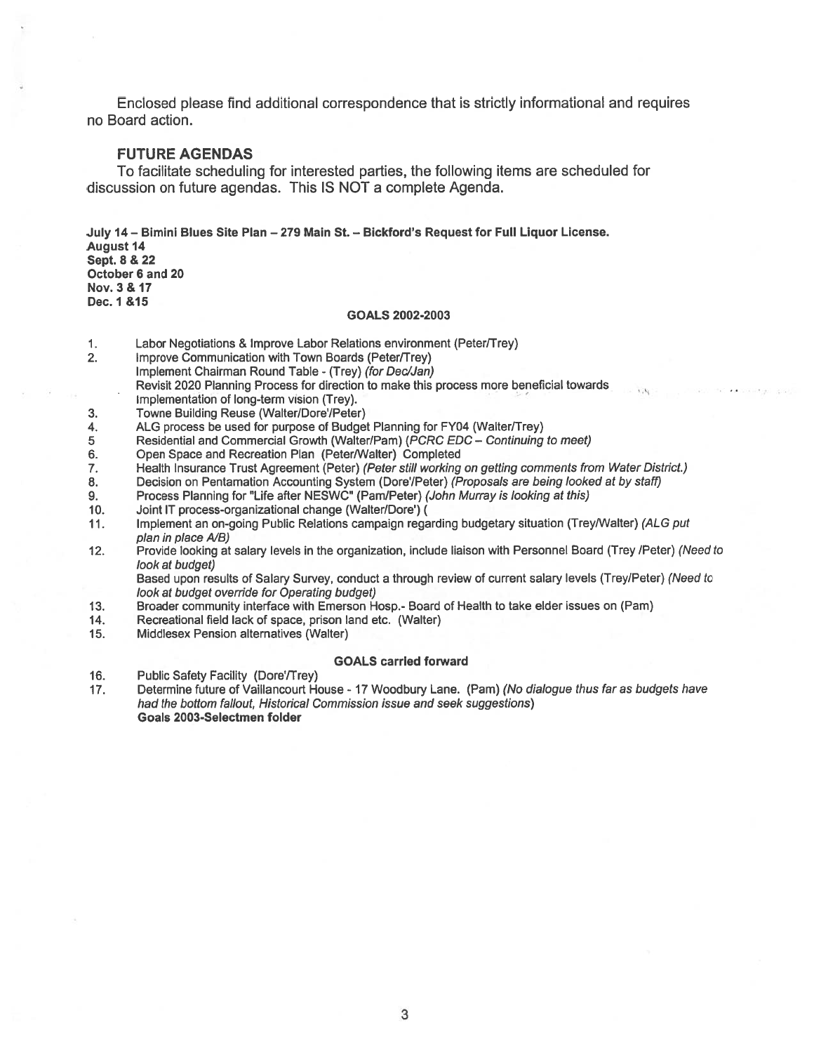Enclosed please find additional correspondence that is strictly informational and requires no Board action.

## FUTURE AGENDAS

To facilitate scheduling for interested parties, the following items are scheduled for discussion on future agendas. This IS NOT a complete Agenda.

**July 14 – Bimini Blues Site Plan – 279 Main St. – Bickford's Request for Full Liquor License.**
**August 14**
**Sept. 8 & 22**
**October 6 and 20**
**Nov. 3 & 17**
**Dec. 1 &15**

### GOALS 2002-2003

1. Labor Negotiations & Improve Labor Relations environment (Peter/Trey)
2. Improve Communication with Town Boards (Peter/Trey)
   Implement Chairman Round Table - (Trey) *(for Dec/Jan)*
   Revisit 2020 Planning Process for direction to make this process more beneficial towards implementation of long-term vision (Trey).
3. Towne Building Reuse (Walter/Dore'/Peter)
4. ALG process be used for purpose of Budget Planning for FY04 (Walter/Trey)
5. Residential and Commercial Growth (Walter/Pam) *(PCRC EDC – Continuing to meet)*
6. Open Space and Recreation Plan (Peter/Walter) Completed
7. Health Insurance Trust Agreement (Peter) *(Peter still working on getting comments from Water District.)*
8. Decision on Pentamation Accounting System (Dore'/Peter) *(Proposals are being looked at by staff)*
9. Process Planning for "Life after NESWC" (Pam/Peter) *(John Murray is looking at this)*
10. Joint IT process-organizational change (Walter/Dore') (
11. Implement an on-going Public Relations campaign regarding budgetary situation (Trey/Walter) *(ALG put plan in place A/B)*
12. Provide looking at salary levels in the organization, include liaison with Personnel Board (Trey /Peter) *(Need to look at budget)*
    Based upon results of Salary Survey, conduct a through review of current salary levels (Trey/Peter) *(Need to look at budget override for Operating budget)*
13. Broader community interface with Emerson Hosp.- Board of Health to take elder issues on (Pam)
14. Recreational field lack of space, prison land etc. (Walter)
15. Middlesex Pension alternatives (Walter)

### GOALS carried forward

16. Public Safety Facility (Dore'/Trey)
17. Determine future of Vaillancourt House - 17 Woodbury Lane. (Pam) *(No dialogue thus far as budgets have had the bottom fallout, Historical Commission issue and seek suggestions)*
    **Goals 2003-Selectmen folder**